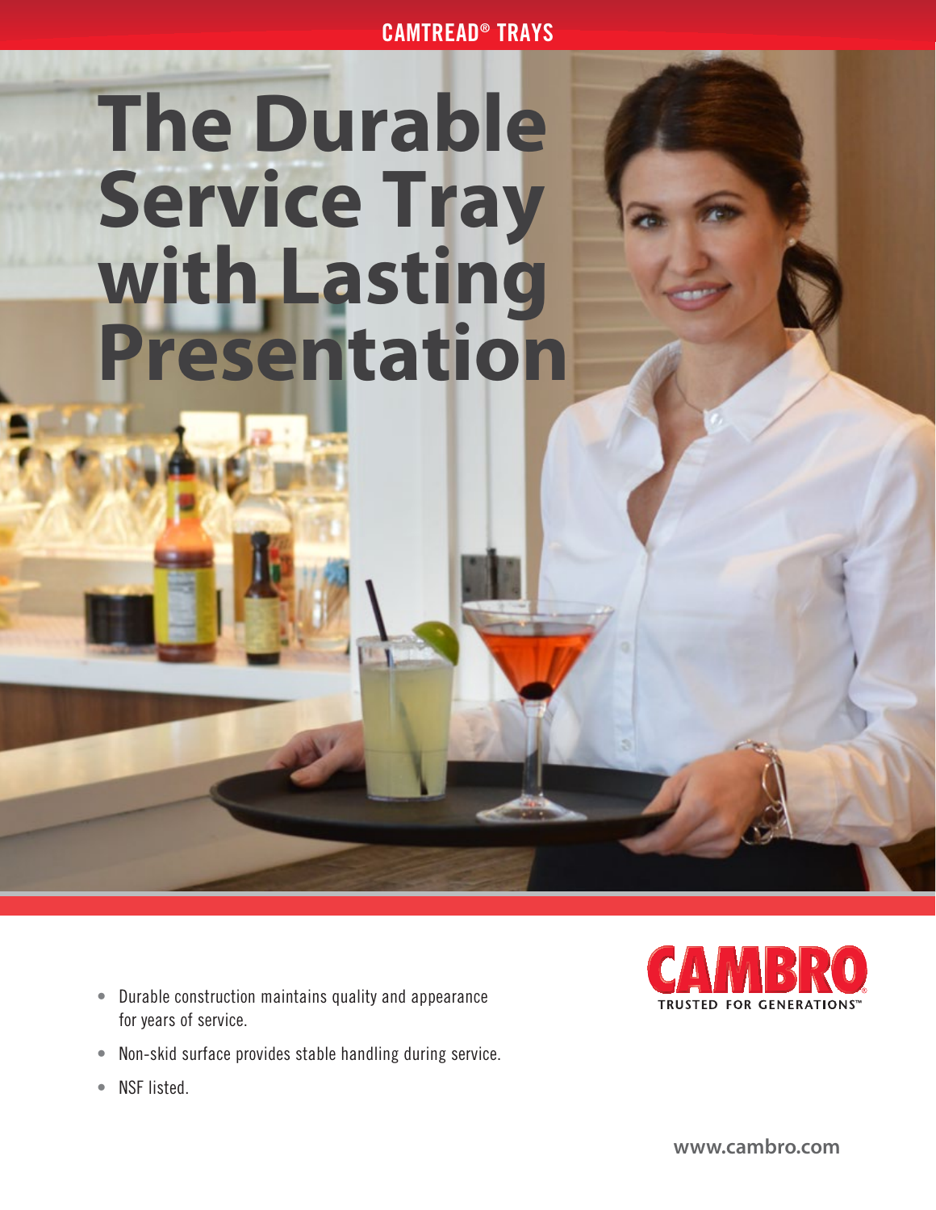CAMTREAD® TRAYS

# The Durable Service Tray with Lasting Presentation

- Durable construction maintains quality and appearance for years of service.
- Non-skid surface provides stable handling during service.
- NSF listed.

CAMBRO®
TRUSTED FOR GENERATIONS™

www.cambro.com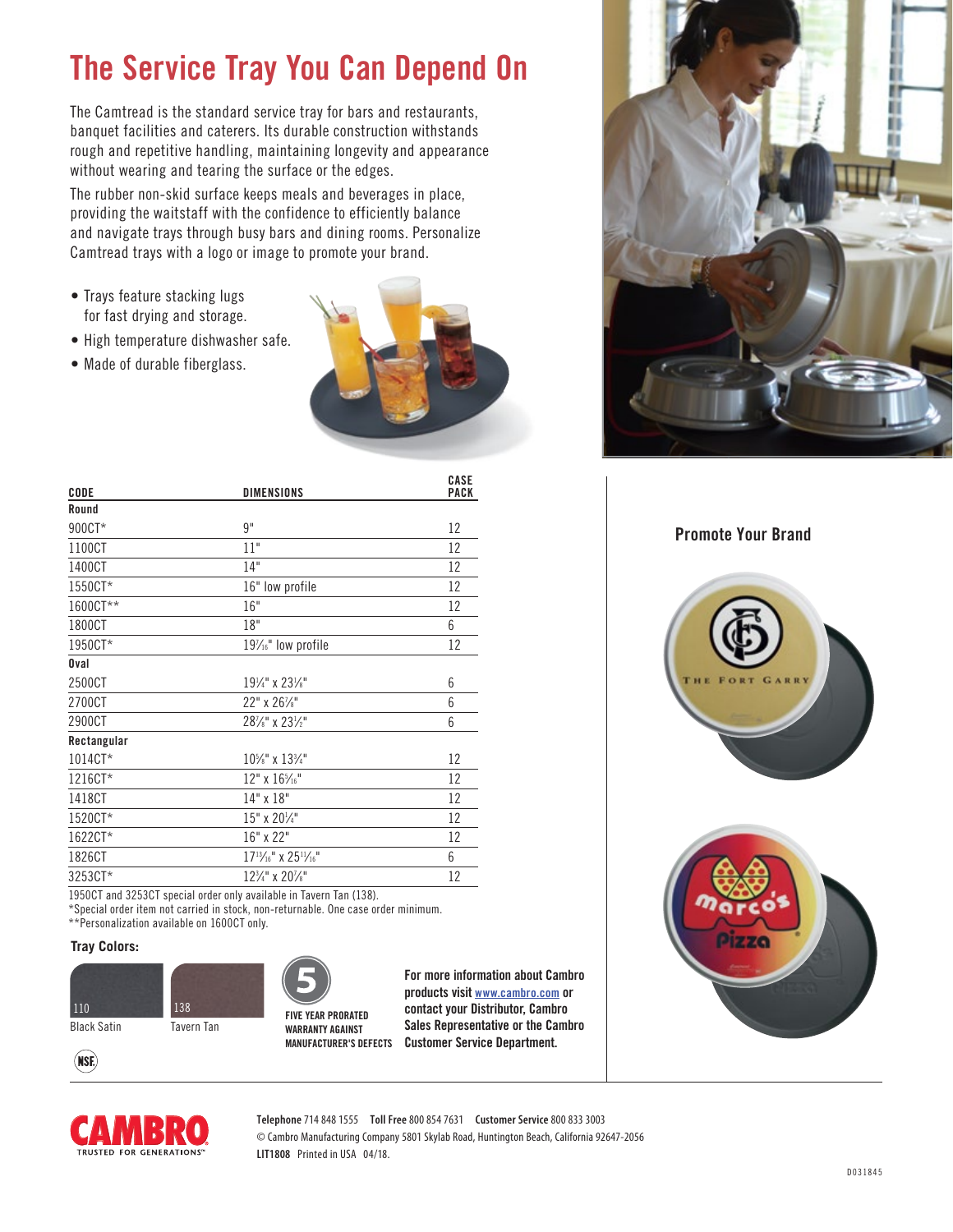# The Service Tray You Can Depend On

The Camtread is the standard service tray for bars and restaurants, banquet facilities and caterers. Its durable construction withstands rough and repetitive handling, maintaining longevity and appearance without wearing and tearing the surface or the edges.

The rubber non-skid surface keeps meals and beverages in place, providing the waitstaff with the confidence to efficiently balance and navigate trays through busy bars and dining rooms. Personalize Camtread trays with a logo or image to promote your brand.

- Trays feature stacking lugs for fast drying and storage.
- High temperature dishwasher safe.
- Made of durable fiberglass.

| CODE | DIMENSIONS | CASE PACK |
|---|---|---|
| **Round** | | |
| 900CT* | 9" | 12 |
| 1100CT | 11" | 12 |
| 1400CT | 14" | 12 |
| 1550CT* | 16" low profile | 12 |
| 1600CT** | 16" | 12 |
| 1800CT | 18" | 6 |
| 1950CT* | 19 7/16" low profile | 12 |
| **Oval** | | |
| 2500CT | 19 1/4" x 23 1/8" | 6 |
| 2700CT | 22" x 26 7/8" | 6 |
| 2900CT | 28 7/8" x 23 1/2" | 6 |
| **Rectangular** | | |
| 1014CT* | 10 5/8" x 13 3/4" | 12 |
| 1216CT* | 12" x 16 5/16" | 12 |
| 1418CT | 14" x 18" | 12 |
| 1520CT* | 15" x 20 1/4" | 12 |
| 1622CT* | 16" x 22" | 12 |
| 1826CT | 17 13/16" x 25 11/16" | 6 |
| 3253CT* | 12 3/4" x 20 7/8" | 12 |

1950CT and 3253CT special order only available in Tavern Tan (138).
*Special order item not carried in stock, non-returnable. One case order minimum.
**Personalization available on 1600CT only.

**Tray Colors:**

110 Black Satin

138 Tavern Tan

**FIVE YEAR PRORATED WARRANTY AGAINST MANUFACTURER'S DEFECTS**

**For more information about Cambro products visit www.cambro.com or contact your Distributor, Cambro Sales Representative or the Cambro Customer Service Department.**

**Promote Your Brand**

**Telephone** 714 848 1555 **Toll Free** 800 854 7631 **Customer Service** 800 833 3003
© Cambro Manufacturing Company 5801 Skylab Road, Huntington Beach, California 92647-2056
**LIT1808** Printed in USA 04/18.

D031845